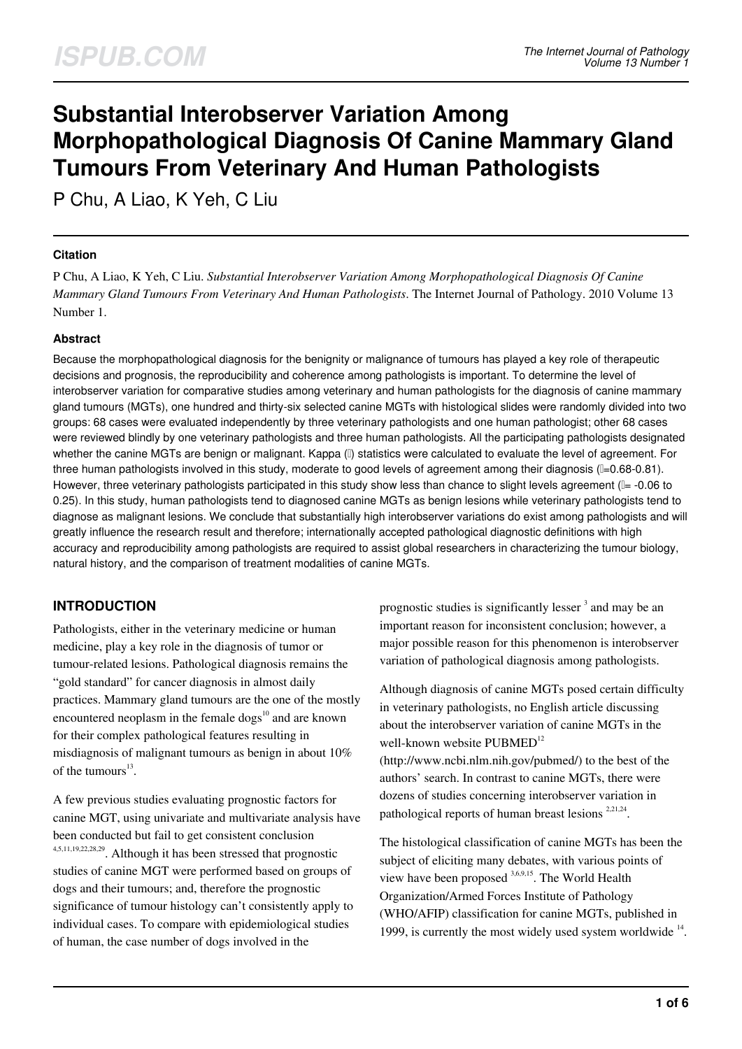# Substantial Interobserver Variation Among Morphopathological Diagnosis Of Canine Mammary Gland Tumours From Veterinary And Human Pathologists

P Chu, A Liao, K Yeh, C Liu

## Citation

P Chu, A Liao, K Yeh, C Liu. *Substantial Interobserver Variation Among Morphopathological Diagnosis Of Canine Mammary Gland Tumours From Veterinary And Human Pathologists*. The Internet Journal of Pathology. 2010 Volume 13 Number 1.

## Abstract

Because the morphopathological diagnosis for the benignity or malignance of tumours has played a key role of therapeutic decisions and prognosis, the reproducibility and coherence among pathologists is important. To determine the level of interobserver variation for comparative studies among veterinary and human pathologists for the diagnosis of canine mammary gland tumours (MGTs), one hundred and thirty-six selected canine MGTs with histological slides were randomly divided into two groups: 68 cases were evaluated independently by three veterinary pathologists and one human pathologist; other 68 cases were reviewed blindly by one veterinary pathologists and three human pathologists. All the participating pathologists designated whether the canine MGTs are benign or malignant. Kappa ($\kappa$) statistics were calculated to evaluate the level of agreement. For three human pathologists involved in this study, moderate to good levels of agreement among their diagnosis ($\kappa$=0.68-0.81). However, three veterinary pathologists participated in this study show less than chance to slight levels agreement ($\kappa$= -0.06 to 0.25). In this study, human pathologists tend to diagnosed canine MGTs as benign lesions while veterinary pathologists tend to diagnose as malignant lesions. We conclude that substantially high interobserver variations do exist among pathologists and will greatly influence the research result and therefore; internationally accepted pathological diagnostic definitions with high accuracy and reproducibility among pathologists are required to assist global researchers in characterizing the tumour biology, natural history, and the comparison of treatment modalities of canine MGTs.

## INTRODUCTION

Pathologists, either in the veterinary medicine or human medicine, play a key role in the diagnosis of tumor or tumour-related lesions. Pathological diagnosis remains the "gold standard" for cancer diagnosis in almost daily practices. Mammary gland tumours are the one of the mostly encountered neoplasm in the female dogs[10] and are known for their complex pathological features resulting in misdiagnosis of malignant tumours as benign in about 10% of the tumours[13].

A few previous studies evaluating prognostic factors for canine MGT, using univariate and multivariate analysis have been conducted but fail to get consistent conclusion [4,5,11,19,22,28,29]. Although it has been stressed that prognostic studies of canine MGT were performed based on groups of dogs and their tumours; and, therefore the prognostic significance of tumour histology can't consistently apply to individual cases. To compare with epidemiological studies of human, the case number of dogs involved in the prognostic studies is significantly lesser [3] and may be an important reason for inconsistent conclusion; however, a major possible reason for this phenomenon is interobserver variation of pathological diagnosis among pathologists.

Although diagnosis of canine MGTs posed certain difficulty in veterinary pathologists, no English article discussing about the interobserver variation of canine MGTs in the well-known website PUBMED[12] (http://www.ncbi.nlm.nih.gov/pubmed/) to the best of the authors' search. In contrast to canine MGTs, there were dozens of studies concerning interobserver variation in pathological reports of human breast lesions [2,21,24].

The histological classification of canine MGTs has been the subject of eliciting many debates, with various points of view have been proposed [3,6,9,15]. The World Health Organization/Armed Forces Institute of Pathology (WHO/AFIP) classification for canine MGTs, published in 1999, is currently the most widely used system worldwide [14].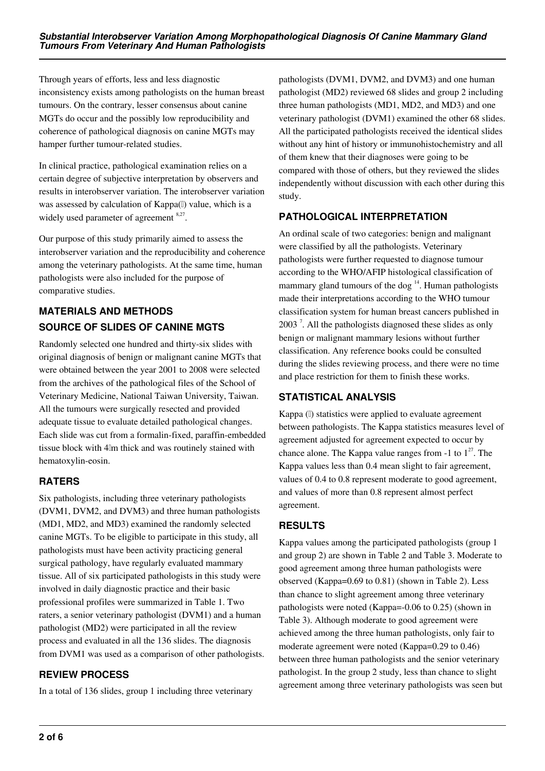Through years of efforts, less and less diagnostic inconsistency exists among pathologists on the human breast tumours. On the contrary, lesser consensus about canine MGTs do occur and the possibly low reproducibility and coherence of pathological diagnosis on canine MGTs may hamper further tumour-related studies.

In clinical practice, pathological examination relies on a certain degree of subjective interpretation by observers and results in interobserver variation. The interobserver variation was assessed by calculation of Kappa(κ) value, which is a widely used parameter of agreement [8,27].

Our purpose of this study primarily aimed to assess the interobserver variation and the reproducibility and coherence among the veterinary pathologists. At the same time, human pathologists were also included for the purpose of comparative studies.

## MATERIALS AND METHODS

### SOURCE OF SLIDES OF CANINE MGTS

Randomly selected one hundred and thirty-six slides with original diagnosis of benign or malignant canine MGTs that were obtained between the year 2001 to 2008 were selected from the archives of the pathological files of the School of Veterinary Medicine, National Taiwan University, Taiwan. All the tumours were surgically resected and provided adequate tissue to evaluate detailed pathological changes. Each slide was cut from a formalin-fixed, paraffin-embedded tissue block with 4μm thick and was routinely stained with hematoxylin-eosin.

### RATERS

Six pathologists, including three veterinary pathologists (DVM1, DVM2, and DVM3) and three human pathologists (MD1, MD2, and MD3) examined the randomly selected canine MGTs. To be eligible to participate in this study, all pathologists must have been activity practicing general surgical pathology, have regularly evaluated mammary tissue. All of six participated pathologists in this study were involved in daily diagnostic practice and their basic professional profiles were summarized in Table 1. Two raters, a senior veterinary pathologist (DVM1) and a human pathologist (MD2) were participated in all the review process and evaluated in all the 136 slides. The diagnosis from DVM1 was used as a comparison of other pathologists.

### REVIEW PROCESS

In a total of 136 slides, group 1 including three veterinary pathologists (DVM1, DVM2, and DVM3) and one human pathologist (MD2) reviewed 68 slides and group 2 including three human pathologists (MD1, MD2, and MD3) and one veterinary pathologist (DVM1) examined the other 68 slides. All the participated pathologists received the identical slides without any hint of history or immunohistochemistry and all of them knew that their diagnoses were going to be compared with those of others, but they reviewed the slides independently without discussion with each other during this study.

### PATHOLOGICAL INTERPRETATION

An ordinal scale of two categories: benign and malignant were classified by all the pathologists. Veterinary pathologists were further requested to diagnose tumour according to the WHO/AFIP histological classification of mammary gland tumours of the dog [14]. Human pathologists made their interpretations according to the WHO tumour classification system for human breast cancers published in 2003 [7]. All the pathologists diagnosed these slides as only benign or malignant mammary lesions without further classification. Any reference books could be consulted during the slides reviewing process, and there were no time and place restriction for them to finish these works.

### STATISTICAL ANALYSIS

Kappa (κ) statistics were applied to evaluate agreement between pathologists. The Kappa statistics measures level of agreement adjusted for agreement expected to occur by chance alone. The Kappa value ranges from -1 to 1[27]. The Kappa values less than 0.4 mean slight to fair agreement, values of 0.4 to 0.8 represent moderate to good agreement, and values of more than 0.8 represent almost perfect agreement.

## RESULTS

Kappa values among the participated pathologists (group 1 and group 2) are shown in Table 2 and Table 3. Moderate to good agreement among three human pathologists were observed (Kappa=0.69 to 0.81) (shown in Table 2). Less than chance to slight agreement among three veterinary pathologists were noted (Kappa=-0.06 to 0.25) (shown in Table 3). Although moderate to good agreement were achieved among the three human pathologists, only fair to moderate agreement were noted (Kappa=0.29 to 0.46) between three human pathologists and the senior veterinary pathologist. In the group 2 study, less than chance to slight agreement among three veterinary pathologists was seen but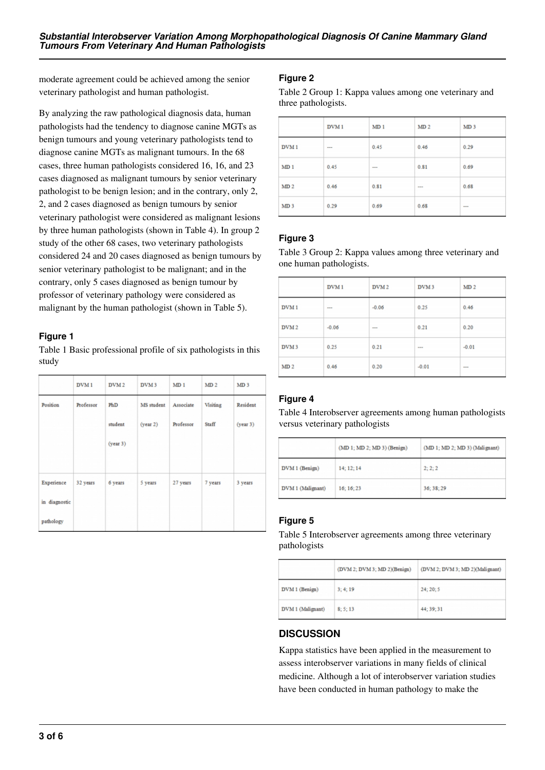moderate agreement could be achieved among the senior veterinary pathologist and human pathologist.

By analyzing the raw pathological diagnosis data, human pathologists had the tendency to diagnose canine MGTs as benign tumours and young veterinary pathologists tend to diagnose canine MGTs as malignant tumours. In the 68 cases, three human pathologists considered 16, 16, and 23 cases diagnosed as malignant tumours by senior veterinary pathologist to be benign lesion; and in the contrary, only 2, 2, and 2 cases diagnosed as benign tumours by senior veterinary pathologist were considered as malignant lesions by three human pathologists (shown in Table 4). In group 2 study of the other 68 cases, two veterinary pathologists considered 24 and 20 cases diagnosed as benign tumours by senior veterinary pathologist to be malignant; and in the contrary, only 5 cases diagnosed as benign tumour by professor of veterinary pathology were considered as malignant by the human pathologist (shown in Table 5).

### Figure 1

Table 1 Basic professional profile of six pathologists in this study

| | DVM 1 | DVM 2 | DVM 3 | MD 1 | MD 2 | MD 3 |
|---|---|---|---|---|---|---|
| Position | Professor | PhD student (year 3) | MS student (year 2) | Associate Professor | Visiting Staff | Resident (year 3) |
| Experience in diagnostic pathology | 32 years | 6 years | 5 years | 27 years | 7 years | 3 years |

### Figure 2

Table 2 Group 1: Kappa values among one veterinary and three pathologists.

| | DVM 1 | MD 1 | MD 2 | MD 3 |
|---|---|---|---|---|
| DVM 1 | --- | 0.45 | 0.46 | 0.29 |
| MD 1 | 0.45 | --- | 0.81 | 0.69 |
| MD 2 | 0.46 | 0.81 | --- | 0.68 |
| MD 3 | 0.29 | 0.69 | 0.68 | --- |

### Figure 3

Table 3 Group 2: Kappa values among three veterinary and one human pathologists.

| | DVM 1 | DVM 2 | DVM 3 | MD 2 |
|---|---|---|---|---|
| DVM 1 | --- | -0.06 | 0.25 | 0.46 |
| DVM 2 | -0.06 | --- | 0.21 | 0.20 |
| DVM 3 | 0.25 | 0.21 | --- | -0.01 |
| MD 2 | 0.46 | 0.20 | -0.01 | --- |

### Figure 4

Table 4 Interobserver agreements among human pathologists versus veterinary pathologists

| | (MD 1; MD 2; MD 3) (Benign) | (MD 1; MD 2; MD 3) (Malignant) |
|---|---|---|
| DVM 1 (Benign) | 14; 12; 14 | 2; 2; 2 |
| DVM 1 (Malignant) | 16; 16; 23 | 36; 38; 29 |

### Figure 5

Table 5 Interobserver agreements among three veterinary pathologists

| | (DVM 2; DVM 3; MD 2)(Benign) | (DVM 2; DVM 3; MD 2)(Malignant) |
|---|---|---|
| DVM 1 (Benign) | 3; 4; 19 | 24; 20; 5 |
| DVM 1 (Malignant) | 8; 5; 13 | 44; 39; 31 |

## DISCUSSION

Kappa statistics have been applied in the measurement to assess interobserver variations in many fields of clinical medicine. Although a lot of interobserver variation studies have been conducted in human pathology to make the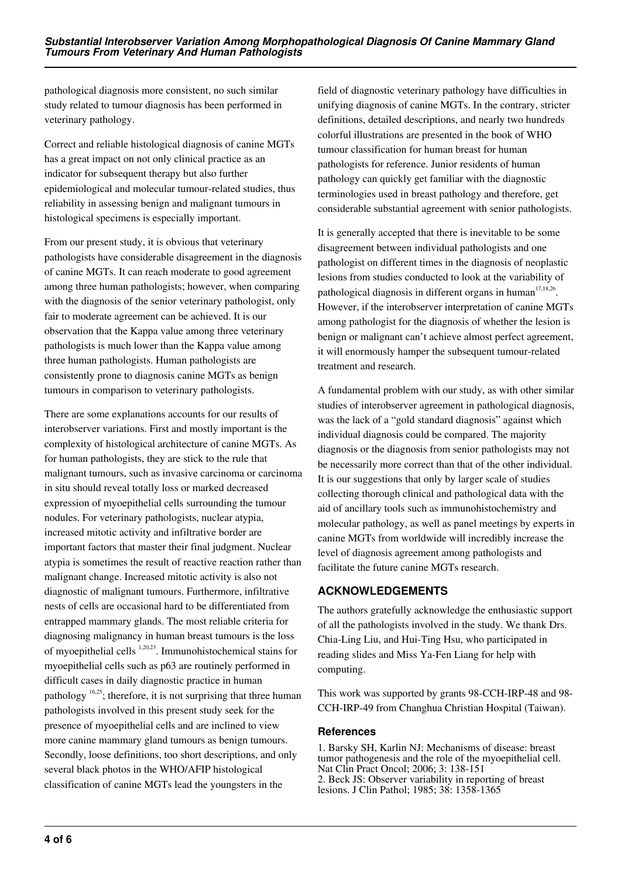pathological diagnosis more consistent, no such similar study related to tumour diagnosis has been performed in veterinary pathology.

Correct and reliable histological diagnosis of canine MGTs has a great impact on not only clinical practice as an indicator for subsequent therapy but also further epidemiological and molecular tumour-related studies, thus reliability in assessing benign and malignant tumours in histological specimens is especially important.

From our present study, it is obvious that veterinary pathologists have considerable disagreement in the diagnosis of canine MGTs. It can reach moderate to good agreement among three human pathologists; however, when comparing with the diagnosis of the senior veterinary pathologist, only fair to moderate agreement can be achieved. It is our observation that the Kappa value among three veterinary pathologists is much lower than the Kappa value among three human pathologists. Human pathologists are consistently prone to diagnosis canine MGTs as benign tumours in comparison to veterinary pathologists.

There are some explanations accounts for our results of interobserver variations. First and mostly important is the complexity of histological architecture of canine MGTs. As for human pathologists, they are stick to the rule that malignant tumours, such as invasive carcinoma or carcinoma in situ should reveal totally loss or marked decreased expression of myoepithelial cells surrounding the tumour nodules. For veterinary pathologists, nuclear atypia, increased mitotic activity and infiltrative border are important factors that master their final judgment. Nuclear atypia is sometimes the result of reactive reaction rather than malignant change. Increased mitotic activity is also not diagnostic of malignant tumours. Furthermore, infiltrative nests of cells are occasional hard to be differentiated from entrapped mammary glands. The most reliable criteria for diagnosing malignancy in human breast tumours is the loss of myoepithelial cells [1,20,23]. Immunohistochemical stains for myoepithelial cells such as p63 are routinely performed in difficult cases in daily diagnostic practice in human pathology [16,25]; therefore, it is not surprising that three human pathologists involved in this present study seek for the presence of myoepithelial cells and are inclined to view more canine mammary gland tumours as benign tumours. Secondly, loose definitions, too short descriptions, and only several black photos in the WHO/AFIP histological classification of canine MGTs lead the youngsters in the field of diagnostic veterinary pathology have difficulties in unifying diagnosis of canine MGTs. In the contrary, stricter definitions, detailed descriptions, and nearly two hundreds colorful illustrations are presented in the book of WHO tumour classification for human breast for human pathologists for reference. Junior residents of human pathology can quickly get familiar with the diagnostic terminologies used in breast pathology and therefore, get considerable substantial agreement with senior pathologists.

It is generally accepted that there is inevitable to be some disagreement between individual pathologists and one pathologist on different times in the diagnosis of neoplastic lesions from studies conducted to look at the variability of pathological diagnosis in different organs in human[17,18,26]. However, if the interobserver interpretation of canine MGTs among pathologist for the diagnosis of whether the lesion is benign or malignant can't achieve almost perfect agreement, it will enormously hamper the subsequent tumour-related treatment and research.

A fundamental problem with our study, as with other similar studies of interobserver agreement in pathological diagnosis, was the lack of a "gold standard diagnosis" against which individual diagnosis could be compared. The majority diagnosis or the diagnosis from senior pathologists may not be necessarily more correct than that of the other individual. It is our suggestions that only by larger scale of studies collecting thorough clinical and pathological data with the aid of ancillary tools such as immunohistochemistry and molecular pathology, as well as panel meetings by experts in canine MGTs from worldwide will incredibly increase the level of diagnosis agreement among pathologists and facilitate the future canine MGTs research.

## ACKNOWLEDGEMENTS

The authors gratefully acknowledge the enthusiastic support of all the pathologists involved in the study. We thank Drs. Chia-Ling Liu, and Hui-Ting Hsu, who participated in reading slides and Miss Ya-Fen Liang for help with computing.

This work was supported by grants 98-CCH-IRP-48 and 98-CCH-IRP-49 from Changhua Christian Hospital (Taiwan).

### References

1. Barsky SH, Karlin NJ: Mechanisms of disease: breast tumor pathogenesis and the role of the myoepithelial cell. Nat Clin Pract Oncol; 2006; 3: 138-151
2. Beck JS: Observer variability in reporting of breast lesions. J Clin Pathol; 1985; 38: 1358-1365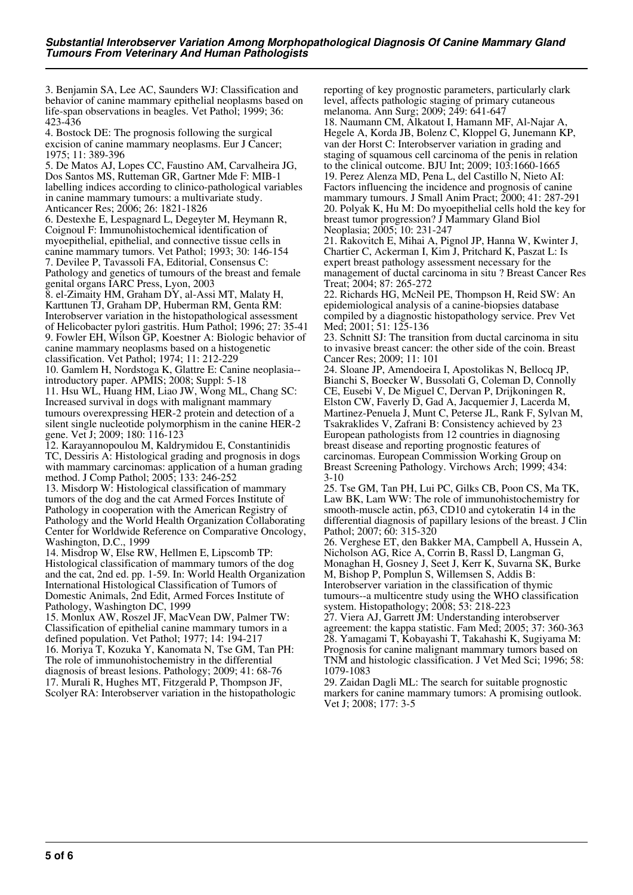3. Benjamin SA, Lee AC, Saunders WJ: Classification and behavior of canine mammary epithelial neoplasms based on life-span observations in beagles. Vet Pathol; 1999; 36: 423-436

4. Bostock DE: The prognosis following the surgical excision of canine mammary neoplasms. Eur J Cancer; 1975; 11: 389-396

5. De Matos AJ, Lopes CC, Faustino AM, Carvalheira JG, Dos Santos MS, Rutteman GR, Gartner Mde F: MIB-1 labelling indices according to clinico-pathological variables in canine mammary tumours: a multivariate study. Anticancer Res; 2006; 26: 1821-1826

6. Destexhe E, Lespagnard L, Degeyter M, Heymann R, Coignoul F: Immunohistochemical identification of myoepithelial, epithelial, and connective tissue cells in canine mammary tumors. Vet Pathol; 1993; 30: 146-154

7. Devilee P, Tavassoli FA, Editorial, Consensus C: Pathology and genetics of tumours of the breast and female genital organs IARC Press, Lyon, 2003

8. el-Zimaity HM, Graham DY, al-Assi MT, Malaty H, Karttunen TJ, Graham DP, Huberman RM, Genta RM: Interobserver variation in the histopathological assessment of Helicobacter pylori gastritis. Hum Pathol; 1996; 27: 35-41

9. Fowler EH, Wilson GP, Koestner A: Biologic behavior of canine mammary neoplasms based on a histogenetic classification. Vet Pathol; 1974; 11: 212-229

10. Gamlem H, Nordstoga K, Glattre E: Canine neoplasia--introductory paper. APMIS; 2008; Suppl: 5-18

11. Hsu WL, Huang HM, Liao JW, Wong ML, Chang SC: Increased survival in dogs with malignant mammary tumours overexpressing HER-2 protein and detection of a silent single nucleotide polymorphism in the canine HER-2 gene. Vet J; 2009; 180: 116-123

12. Karayannopoulou M, Kaldrymidou E, Constantinidis TC, Dessiris A: Histological grading and prognosis in dogs with mammary carcinomas: application of a human grading method. J Comp Pathol; 2005; 133: 246-252

13. Misdorp W: Histological classification of mammary tumors of the dog and the cat Armed Forces Institute of Pathology in cooperation with the American Registry of Pathology and the World Health Organization Collaborating Center for Worldwide Reference on Comparative Oncology, Washington, D.C., 1999

14. Misdrop W, Else RW, Hellmen E, Lipscomb TP: Histological classification of mammary tumors of the dog and the cat, 2nd ed. pp. 1-59. In: World Health Organization International Histological Classification of Tumors of Domestic Animals, 2nd Edit, Armed Forces Institute of Pathology, Washington DC, 1999

15. Monlux AW, Roszel JF, MacVean DW, Palmer TW: Classification of epithelial canine mammary tumors in a defined population. Vet Pathol; 1977; 14: 194-217

16. Moriya T, Kozuka Y, Kanomata N, Tse GM, Tan PH: The role of immunohistochemistry in the differential diagnosis of breast lesions. Pathology; 2009; 41: 68-76

17. Murali R, Hughes MT, Fitzgerald P, Thompson JF, Scolyer RA: Interobserver variation in the histopathologic reporting of key prognostic parameters, particularly clark level, affects pathologic staging of primary cutaneous melanoma. Ann Surg; 2009; 249: 641-647

18. Naumann CM, Alkatout I, Hamann MF, Al-Najar A, Hegele A, Korda JB, Bolenz C, Kloppel G, Junemann KP, van der Horst C: Interobserver variation in grading and staging of squamous cell carcinoma of the penis in relation to the clinical outcome. BJU Int; 2009; 103:1660-1665

19. Perez Alenza MD, Pena L, del Castillo N, Nieto AI: Factors influencing the incidence and prognosis of canine mammary tumours. J Small Anim Pract; 2000; 41: 287-291

20. Polyak K, Hu M: Do myoepithelial cells hold the key for breast tumor progression? J Mammary Gland Biol Neoplasia; 2005; 10: 231-247

21. Rakovitch E, Mihai A, Pignol JP, Hanna W, Kwinter J, Chartier C, Ackerman I, Kim J, Pritchard K, Paszat L: Is expert breast pathology assessment necessary for the management of ductal carcinoma in situ ? Breast Cancer Res Treat; 2004; 87: 265-272

22. Richards HG, McNeil PE, Thompson H, Reid SW: An epidemiological analysis of a canine-biopsies database compiled by a diagnostic histopathology service. Prev Vet Med; 2001; 51: 125-136

23. Schnitt SJ: The transition from ductal carcinoma in situ to invasive breast cancer: the other side of the coin. Breast Cancer Res; 2009; 11: 101

24. Sloane JP, Amendoeira I, Apostolikas N, Bellocq JP, Bianchi S, Boecker W, Bussolati G, Coleman D, Connolly CE, Eusebi V, De Miguel C, Dervan P, Drijkoningen R, Elston CW, Faverly D, Gad A, Jacquemier J, Lacerda M, Martinez-Penuela J, Munt C, Peterse JL, Rank F, Sylvan M, Tsakraklides V, Zafrani B: Consistency achieved by 23 European pathologists from 12 countries in diagnosing breast disease and reporting prognostic features of carcinomas. European Commission Working Group on Breast Screening Pathology. Virchows Arch; 1999; 434: 3-10

25. Tse GM, Tan PH, Lui PC, Gilks CB, Poon CS, Ma TK, Law BK, Lam WW: The role of immunohistochemistry for smooth-muscle actin, p63, CD10 and cytokeratin 14 in the differential diagnosis of papillary lesions of the breast. J Clin Pathol; 2007; 60: 315-320

26. Verghese ET, den Bakker MA, Campbell A, Hussein A, Nicholson AG, Rice A, Corrin B, Rassl D, Langman G, Monaghan H, Gosney J, Seet J, Kerr K, Suvarna SK, Burke M, Bishop P, Pomplun S, Willemsen S, Addis B: Interobserver variation in the classification of thymic tumours--a multicentre study using the WHO classification system. Histopathology; 2008; 53: 218-223

27. Viera AJ, Garrett JM: Understanding interobserver agreement: the kappa statistic. Fam Med; 2005; 37: 360-363

28. Yamagami T, Kobayashi T, Takahashi K, Sugiyama M: Prognosis for canine malignant mammary tumors based on TNM and histologic classification. J Vet Med Sci; 1996; 58: 1079-1083

29. Zaidan Dagli ML: The search for suitable prognostic markers for canine mammary tumors: A promising outlook. Vet J; 2008; 177: 3-5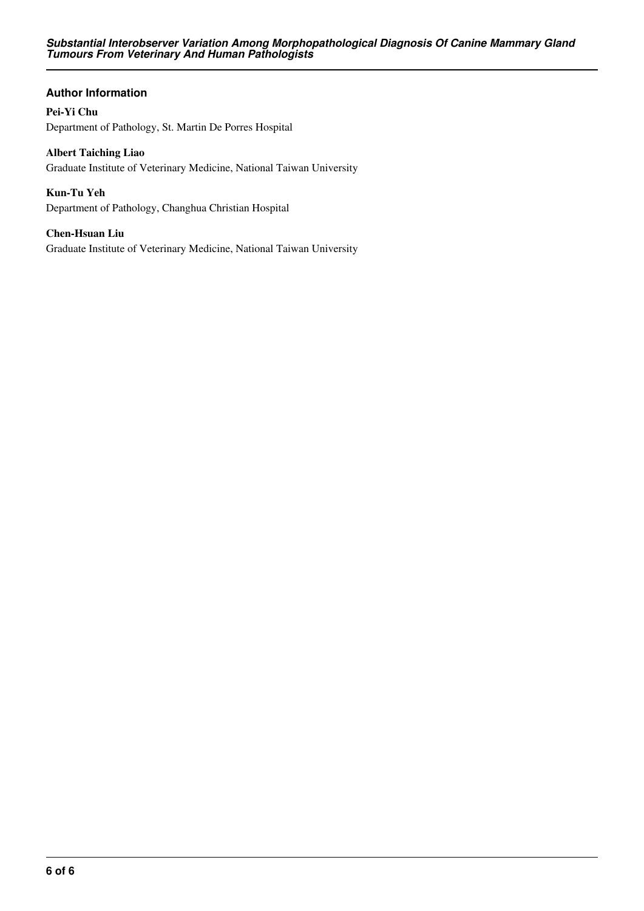## Author Information

**Pei-Yi Chu**
Department of Pathology, St. Martin De Porres Hospital

**Albert Taiching Liao**
Graduate Institute of Veterinary Medicine, National Taiwan University

**Kun-Tu Yeh**
Department of Pathology, Changhua Christian Hospital

**Chen-Hsuan Liu**
Graduate Institute of Veterinary Medicine, National Taiwan University